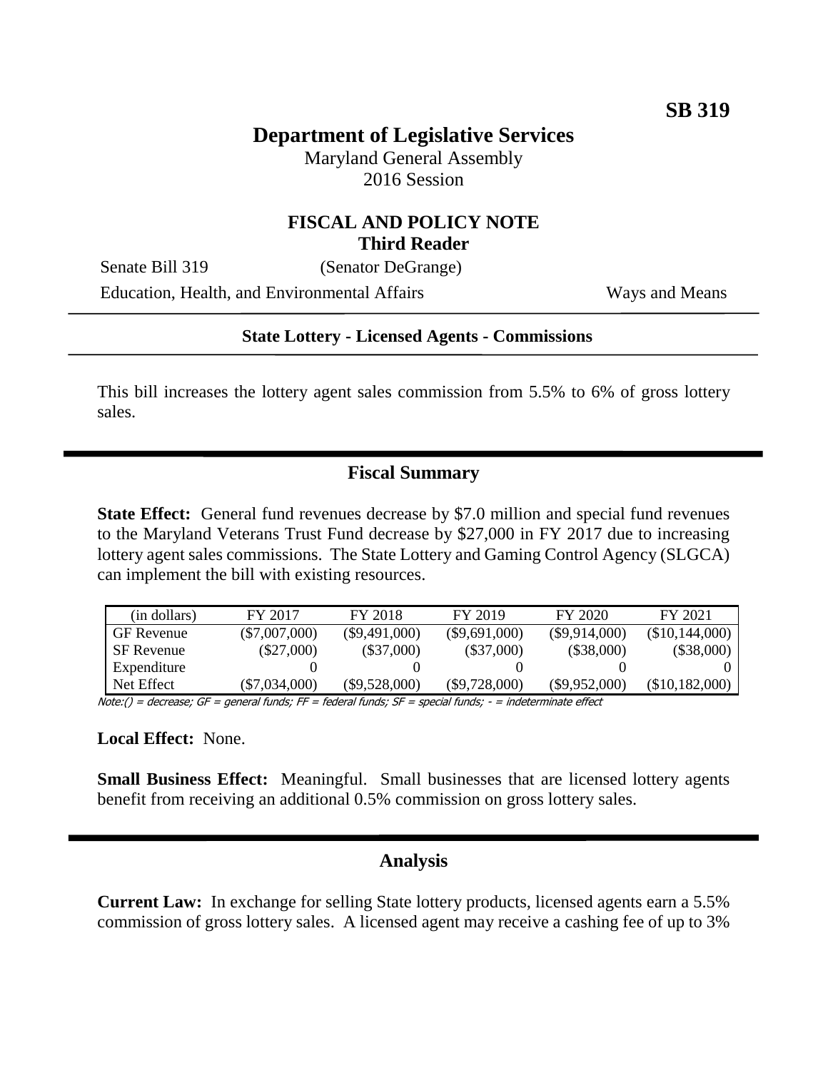**SB 319**

# Department of Legislative Services

Maryland General Assembly
2016 Session

## FISCAL AND POLICY NOTE
## Third Reader

Senate Bill 319 (Senator DeGrange)
Education, Health, and Environmental Affairs Ways and Means

**State Lottery - Licensed Agents - Commissions**

This bill increases the lottery agent sales commission from 5.5% to 6% of gross lottery sales.

## Fiscal Summary

**State Effect:** General fund revenues decrease by $7.0 million and special fund revenues to the Maryland Veterans Trust Fund decrease by $27,000 in FY 2017 due to increasing lottery agent sales commissions. The State Lottery and Gaming Control Agency (SLGCA) can implement the bill with existing resources.

| (in dollars) | FY 2017 | FY 2018 | FY 2019 | FY 2020 | FY 2021 |
|---|---|---|---|---|---|
| GF Revenue | ($7,007,000) | ($9,491,000) | ($9,691,000) | ($9,914,000) | ($10,144,000) |
| SF Revenue | ($27,000) | ($37,000) | ($37,000) | ($38,000) | ($38,000) |
| Expenditure | 0 | 0 | 0 | 0 | 0 |
| Net Effect | ($7,034,000) | ($9,528,000) | ($9,728,000) | ($9,952,000) | ($10,182,000) |

*Note:() = decrease; GF = general funds; FF = federal funds; SF = special funds; - = indeterminate effect*

**Local Effect:** None.

**Small Business Effect:** Meaningful. Small businesses that are licensed lottery agents benefit from receiving an additional 0.5% commission on gross lottery sales.

## Analysis

**Current Law:** In exchange for selling State lottery products, licensed agents earn a 5.5% commission of gross lottery sales. A licensed agent may receive a cashing fee of up to 3%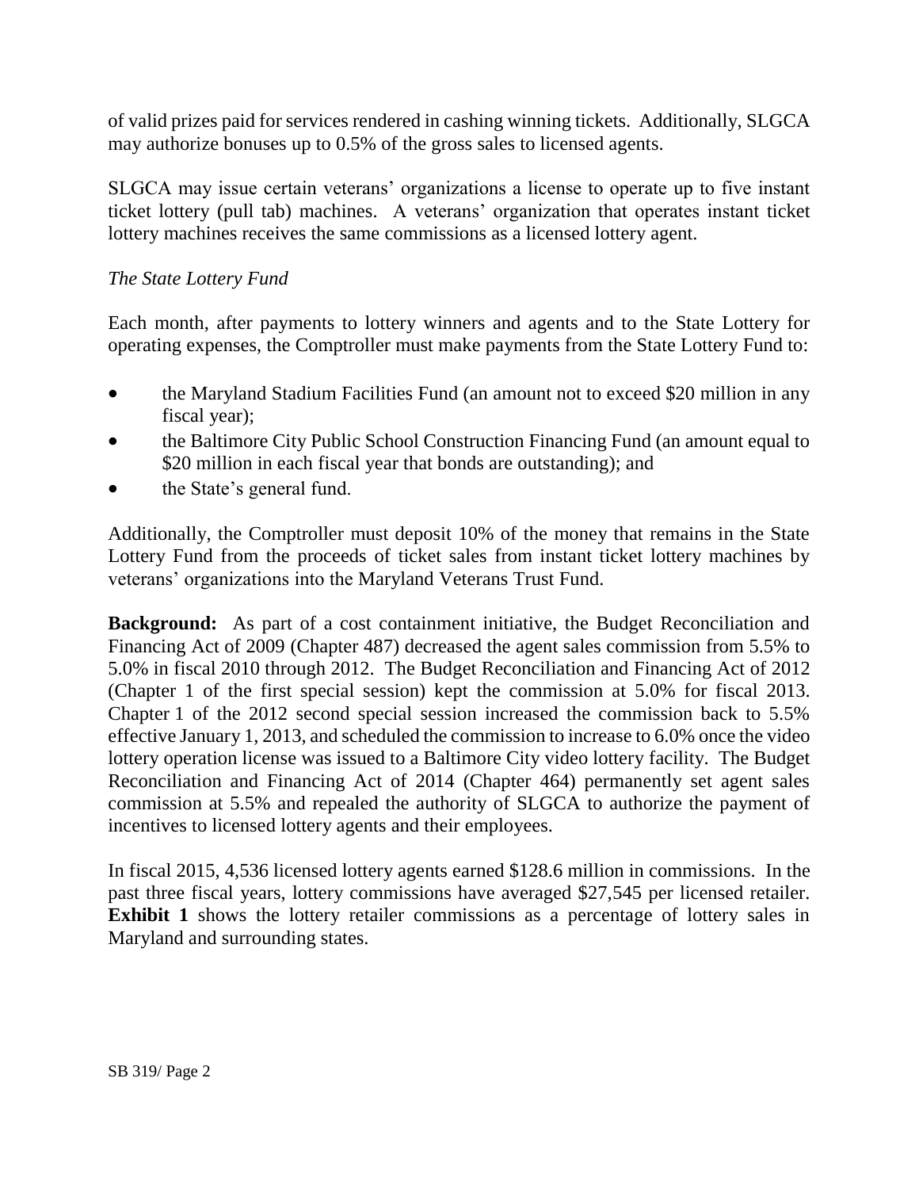of valid prizes paid for services rendered in cashing winning tickets. Additionally, SLGCA may authorize bonuses up to 0.5% of the gross sales to licensed agents.

SLGCA may issue certain veterans' organizations a license to operate up to five instant ticket lottery (pull tab) machines. A veterans' organization that operates instant ticket lottery machines receives the same commissions as a licensed lottery agent.

*The State Lottery Fund*

Each month, after payments to lottery winners and agents and to the State Lottery for operating expenses, the Comptroller must make payments from the State Lottery Fund to:

- the Maryland Stadium Facilities Fund (an amount not to exceed $20 million in any fiscal year);
- the Baltimore City Public School Construction Financing Fund (an amount equal to $20 million in each fiscal year that bonds are outstanding); and
- the State's general fund.

Additionally, the Comptroller must deposit 10% of the money that remains in the State Lottery Fund from the proceeds of ticket sales from instant ticket lottery machines by veterans' organizations into the Maryland Veterans Trust Fund.

**Background:** As part of a cost containment initiative, the Budget Reconciliation and Financing Act of 2009 (Chapter 487) decreased the agent sales commission from 5.5% to 5.0% in fiscal 2010 through 2012. The Budget Reconciliation and Financing Act of 2012 (Chapter 1 of the first special session) kept the commission at 5.0% for fiscal 2013. Chapter 1 of the 2012 second special session increased the commission back to 5.5% effective January 1, 2013, and scheduled the commission to increase to 6.0% once the video lottery operation license was issued to a Baltimore City video lottery facility. The Budget Reconciliation and Financing Act of 2014 (Chapter 464) permanently set agent sales commission at 5.5% and repealed the authority of SLGCA to authorize the payment of incentives to licensed lottery agents and their employees.

In fiscal 2015, 4,536 licensed lottery agents earned $128.6 million in commissions. In the past three fiscal years, lottery commissions have averaged $27,545 per licensed retailer. **Exhibit 1** shows the lottery retailer commissions as a percentage of lottery sales in Maryland and surrounding states.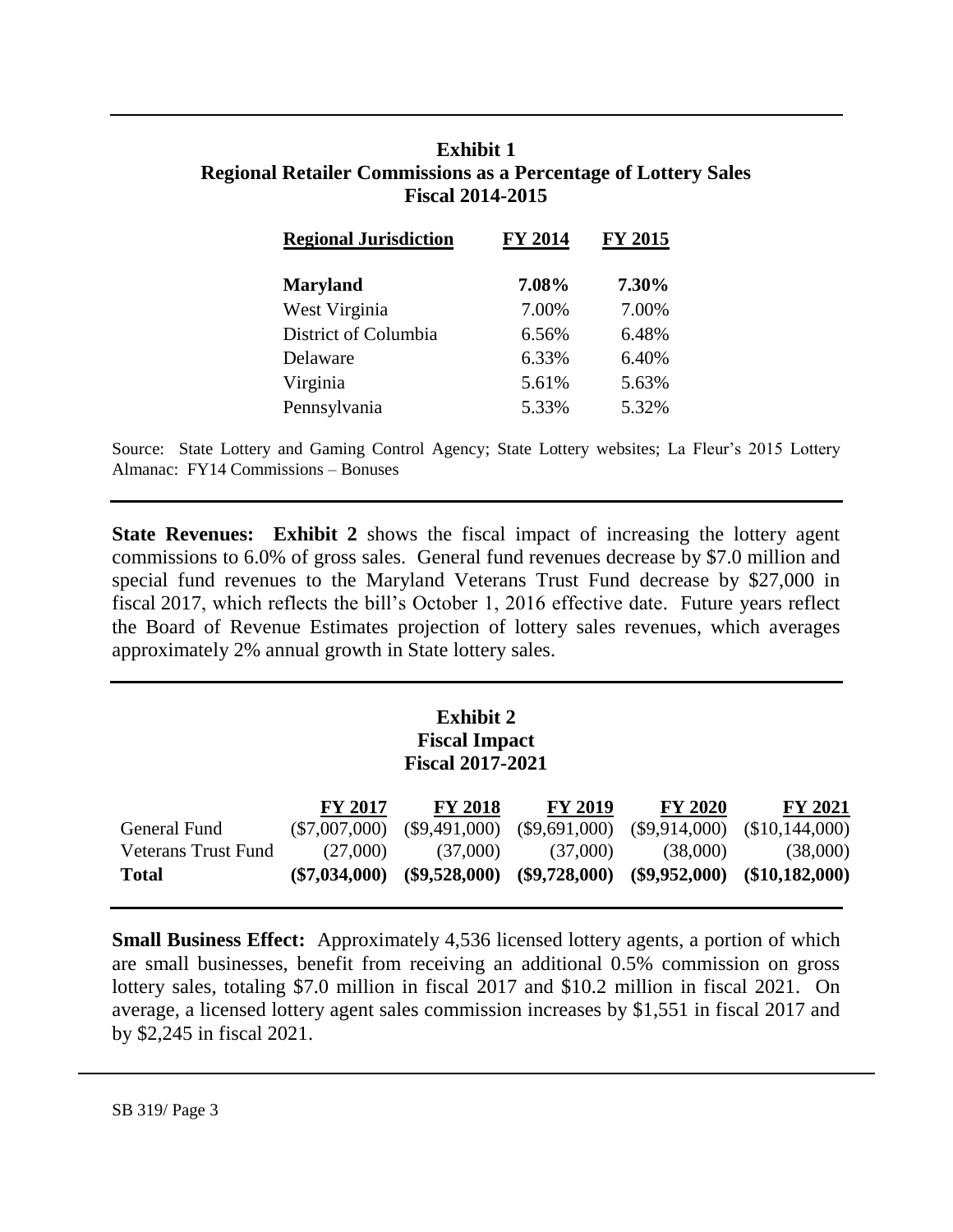**Exhibit 1**
**Regional Retailer Commissions as a Percentage of Lottery Sales**
**Fiscal 2014-2015**

| Regional Jurisdiction | FY 2014 | FY 2015 |
|---|---|---|
| **Maryland** | **7.08%** | **7.30%** |
| West Virginia | 7.00% | 7.00% |
| District of Columbia | 6.56% | 6.48% |
| Delaware | 6.33% | 6.40% |
| Virginia | 5.61% | 5.63% |
| Pennsylvania | 5.33% | 5.32% |

Source: State Lottery and Gaming Control Agency; State Lottery websites; La Fleur's 2015 Lottery Almanac: FY14 Commissions – Bonuses

**State Revenues:** **Exhibit 2** shows the fiscal impact of increasing the lottery agent commissions to 6.0% of gross sales. General fund revenues decrease by $7.0 million and special fund revenues to the Maryland Veterans Trust Fund decrease by $27,000 in fiscal 2017, which reflects the bill's October 1, 2016 effective date. Future years reflect the Board of Revenue Estimates projection of lottery sales revenues, which averages approximately 2% annual growth in State lottery sales.

**Exhibit 2**
**Fiscal Impact**
**Fiscal 2017-2021**

| | FY 2017 | FY 2018 | FY 2019 | FY 2020 | FY 2021 |
|---|---|---|---|---|---|
| General Fund | ($7,007,000) | ($9,491,000) | ($9,691,000) | ($9,914,000) | ($10,144,000) |
| Veterans Trust Fund | (27,000) | (37,000) | (37,000) | (38,000) | (38,000) |
| **Total** | **($7,034,000)** | **($9,528,000)** | **($9,728,000)** | **($9,952,000)** | **($10,182,000)** |

**Small Business Effect:** Approximately 4,536 licensed lottery agents, a portion of which are small businesses, benefit from receiving an additional 0.5% commission on gross lottery sales, totaling $7.0 million in fiscal 2017 and $10.2 million in fiscal 2021. On average, a licensed lottery agent sales commission increases by $1,551 in fiscal 2017 and by $2,245 in fiscal 2021.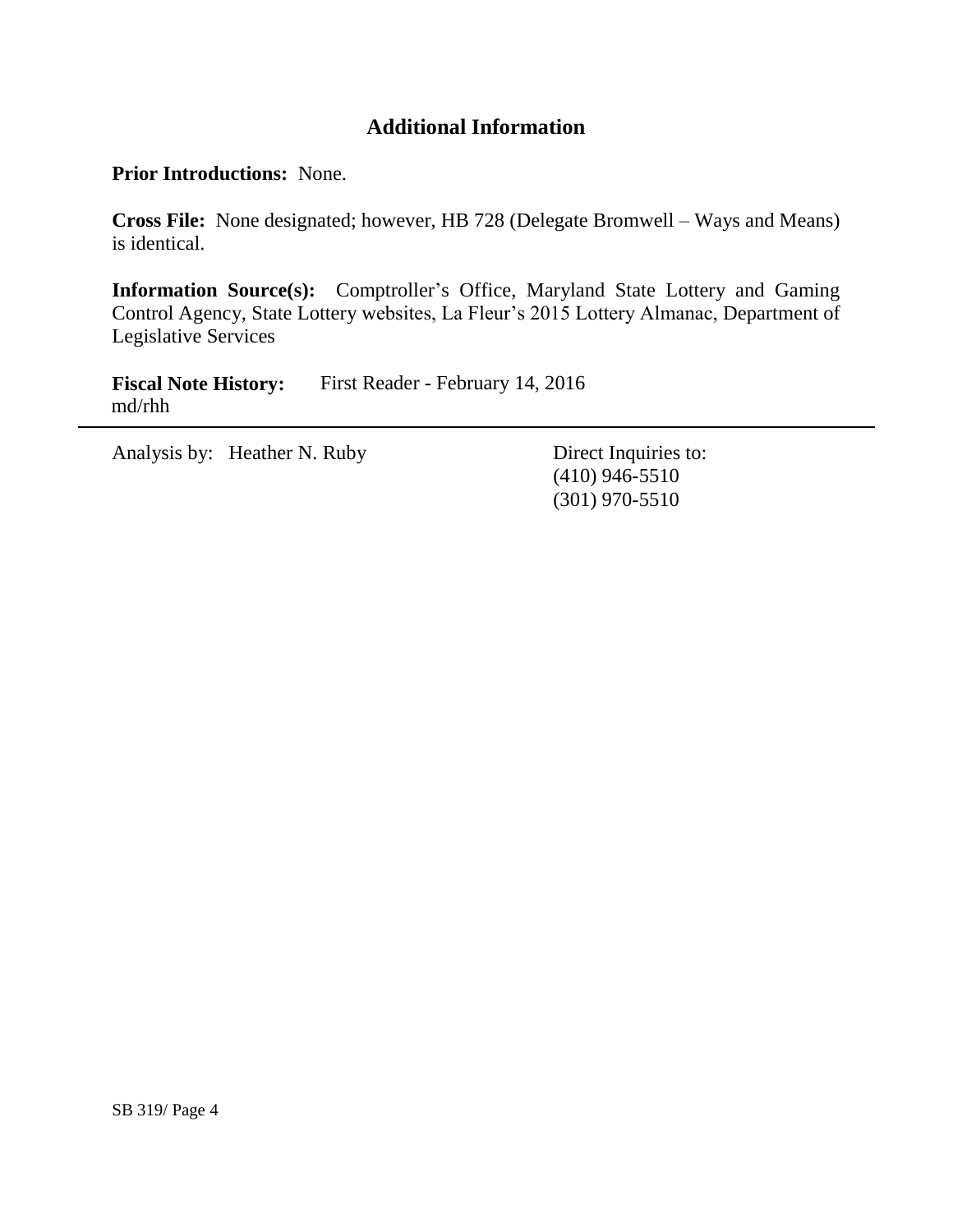## Additional Information

**Prior Introductions:** None.

**Cross File:** None designated; however, HB 728 (Delegate Bromwell – Ways and Means) is identical.

**Information Source(s):** Comptroller's Office, Maryland State Lottery and Gaming Control Agency, State Lottery websites, La Fleur's 2015 Lottery Almanac, Department of Legislative Services

**Fiscal Note History:** First Reader - February 14, 2016
md/rhh

---

Analysis by: Heather N. Ruby

Direct Inquiries to:
(410) 946-5510
(301) 970-5510